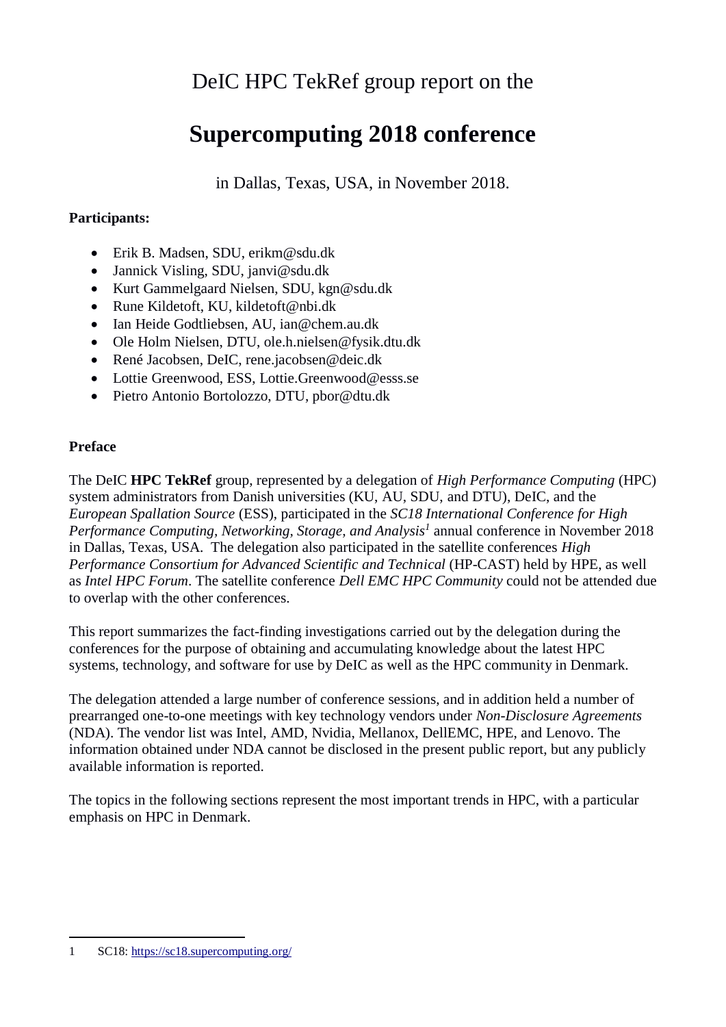DeIC HPC TekRef group report on the

# Supercomputing 2018 conference

in Dallas, Texas, USA, in November 2018.

**Participants:**

- Erik B. Madsen, SDU, erikm@sdu.dk
- Jannick Visling, SDU, janvi@sdu.dk
- Kurt Gammelgaard Nielsen, SDU, kgn@sdu.dk
- Rune Kildetoft, KU, kildetoft@nbi.dk
- Ian Heide Godtliebsen, AU, ian@chem.au.dk
- Ole Holm Nielsen, DTU, ole.h.nielsen@fysik.dtu.dk
- René Jacobsen, DeIC, rene.jacobsen@deic.dk
- Lottie Greenwood, ESS, Lottie.Greenwood@esss.se
- Pietro Antonio Bortolozzo, DTU, pbor@dtu.dk

**Preface**

The DeIC **HPC TekRef** group, represented by a delegation of *High Performance Computing* (HPC) system administrators from Danish universities (KU, AU, SDU, and DTU), DeIC, and the *European Spallation Source* (ESS), participated in the *SC18 International Conference for High Performance Computing, Networking, Storage, and Analysis*[1] annual conference in November 2018 in Dallas, Texas, USA. The delegation also participated in the satellite conferences *High Performance Consortium for Advanced Scientific and Technical* (HP-CAST) held by HPE, as well as *Intel HPC Forum*. The satellite conference *Dell EMC HPC Community* could not be attended due to overlap with the other conferences.

This report summarizes the fact-finding investigations carried out by the delegation during the conferences for the purpose of obtaining and accumulating knowledge about the latest HPC systems, technology, and software for use by DeIC as well as the HPC community in Denmark.

The delegation attended a large number of conference sessions, and in addition held a number of prearranged one-to-one meetings with key technology vendors under *Non-Disclosure Agreements* (NDA). The vendor list was Intel, AMD, Nvidia, Mellanox, DellEMC, HPE, and Lenovo. The information obtained under NDA cannot be disclosed in the present public report, but any publicly available information is reported.

The topics in the following sections represent the most important trends in HPC, with a particular emphasis on HPC in Denmark.

---

1 SC18: https://sc18.supercomputing.org/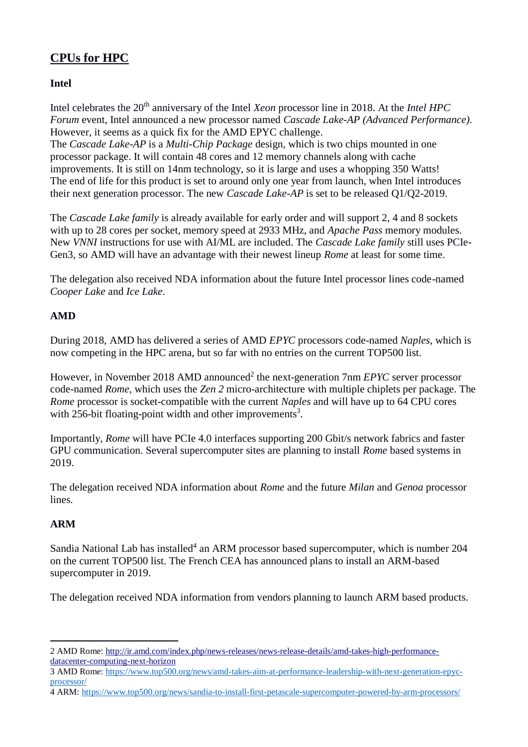# CPUs for HPC

## Intel

Intel celebrates the 20th anniversary of the Intel *Xeon* processor line in 2018. At the *Intel HPC Forum* event, Intel announced a new processor named *Cascade Lake-AP (Advanced Performance)*. However, it seems as a quick fix for the AMD EPYC challenge.
The *Cascade Lake-AP* is a *Multi-Chip Package* design, which is two chips mounted in one processor package. It will contain 48 cores and 12 memory channels along with cache improvements. It is still on 14nm technology, so it is large and uses a whopping 350 Watts! The end of life for this product is set to around only one year from launch, when Intel introduces their next generation processor. The new *Cascade Lake-AP* is set to be released Q1/Q2-2019.

The *Cascade Lake family* is already available for early order and will support 2, 4 and 8 sockets with up to 28 cores per socket, memory speed at 2933 MHz, and *Apache Pass* memory modules. New *VNNI* instructions for use with AI/ML are included. The *Cascade Lake family* still uses PCIe-Gen3, so AMD will have an advantage with their newest lineup *Rome* at least for some time.

The delegation also received NDA information about the future Intel processor lines code-named *Cooper Lake* and *Ice Lake*.

## AMD

During 2018, AMD has delivered a series of AMD *EPYC* processors code-named *Naples*, which is now competing in the HPC arena, but so far with no entries on the current TOP500 list.

However, in November 2018 AMD announced[2] the next-generation 7nm *EPYC* server processor code-named *Rome*, which uses the *Zen 2* micro-architecture with multiple chiplets per package. The *Rome* processor is socket-compatible with the current *Naples* and will have up to 64 CPU cores with 256-bit floating-point width and other improvements[3].

Importantly, *Rome* will have PCIe 4.0 interfaces supporting 200 Gbit/s network fabrics and faster GPU communication. Several supercomputer sites are planning to install *Rome* based systems in 2019.

The delegation received NDA information about *Rome* and the future *Milan* and *Genoa* processor lines.

## ARM

Sandia National Lab has installed[4] an ARM processor based supercomputer, which is number 204 on the current TOP500 list. The French CEA has announced plans to install an ARM-based supercomputer in 2019.

The delegation received NDA information from vendors planning to launch ARM based products.

---

2 AMD Rome: http://ir.amd.com/index.php/news-releases/news-release-details/amd-takes-high-performance-datacenter-computing-next-horizon

3 AMD Rome: https://www.top500.org/news/amd-takes-aim-at-performance-leadership-with-next-generation-epyc-processor/

4 ARM: https://www.top500.org/news/sandia-to-install-first-petascale-supercomputer-powered-by-arm-processors/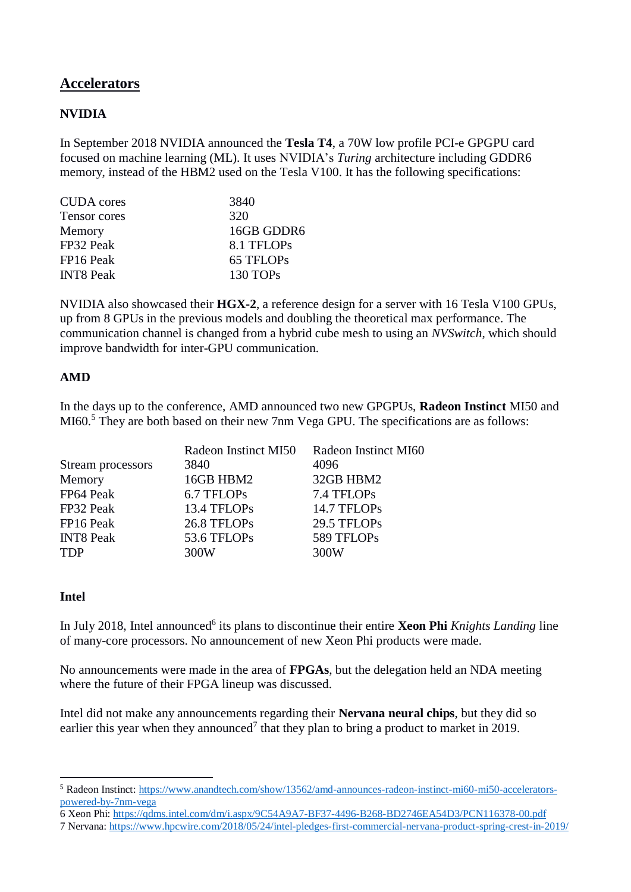## Accelerators

### NVIDIA

In September 2018 NVIDIA announced the **Tesla T4**, a 70W low profile PCI-e GPGPU card focused on machine learning (ML). It uses NVIDIA's *Turing* architecture including GDDR6 memory, instead of the HBM2 used on the Tesla V100. It has the following specifications:

| | |
|---|---|
| CUDA cores | 3840 |
| Tensor cores | 320 |
| Memory | 16GB GDDR6 |
| FP32 Peak | 8.1 TFLOPs |
| FP16 Peak | 65 TFLOPs |
| INT8 Peak | 130 TOPs |

NVIDIA also showcased their **HGX-2**, a reference design for a server with 16 Tesla V100 GPUs, up from 8 GPUs in the previous models and doubling the theoretical max performance. The communication channel is changed from a hybrid cube mesh to using an *NVSwitch*, which should improve bandwidth for inter-GPU communication.

### AMD

In the days up to the conference, AMD announced two new GPGPUs, **Radeon Instinct** MI50 and MI60.[5] They are both based on their new 7nm Vega GPU. The specifications are as follows:

| | Radeon Instinct MI50 | Radeon Instinct MI60 |
|---|---|---|
| Stream processors | 3840 | 4096 |
| Memory | 16GB HBM2 | 32GB HBM2 |
| FP64 Peak | 6.7 TFLOPs | 7.4 TFLOPs |
| FP32 Peak | 13.4 TFLOPs | 14.7 TFLOPs |
| FP16 Peak | 26.8 TFLOPs | 29.5 TFLOPs |
| INT8 Peak | 53.6 TFLOPs | 589 TFLOPs |
| TDP | 300W | 300W |

### Intel

In July 2018, Intel announced[6] its plans to discontinue their entire **Xeon Phi** *Knights Landing* line of many-core processors. No announcement of new Xeon Phi products were made.

No announcements were made in the area of **FPGAs**, but the delegation held an NDA meeting where the future of their FPGA lineup was discussed.

Intel did not make any announcements regarding their **Nervana neural chips**, but they did so earlier this year when they announced[7] that they plan to bring a product to market in 2019.

---

[5] Radeon Instinct: https://www.anandtech.com/show/13562/amd-announces-radeon-instinct-mi60-mi50-accelerators-powered-by-7nm-vega

6 Xeon Phi: https://qdms.intel.com/dm/i.aspx/9C54A9A7-BF37-4496-B268-BD2746EA54D3/PCN116378-00.pdf

7 Nervana: https://www.hpcwire.com/2018/05/24/intel-pledges-first-commercial-nervana-product-spring-crest-in-2019/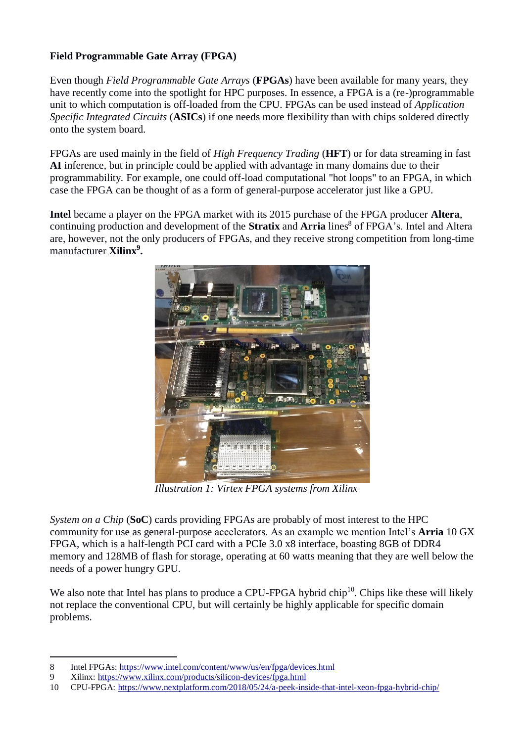**Field Programmable Gate Array (FPGA)**

Even though *Field Programmable Gate Arrays* (**FPGAs**) have been available for many years, they have recently come into the spotlight for HPC purposes. In essence, a FPGA is a (re-)programmable unit to which computation is off-loaded from the CPU. FPGAs can be used instead of *Application Specific Integrated Circuits* (**ASICs**) if one needs more flexibility than with chips soldered directly onto the system board.

FPGAs are used mainly in the field of *High Frequency Trading* (**HFT**) or for data streaming in fast **AI** inference, but in principle could be applied with advantage in many domains due to their programmability. For example, one could off-load computational "hot loops" to an FPGA, in which case the FPGA can be thought of as a form of general-purpose accelerator just like a GPU.

**Intel** became a player on the FPGA market with its 2015 purchase of the FPGA producer **Altera**, continuing production and development of the **Stratix** and **Arria** lines[8] of FPGA's. Intel and Altera are, however, not the only producers of FPGAs, and they receive strong competition from long-time manufacturer **Xilinx**[9]**.**

*Illustration 1: Virtex FPGA systems from Xilinx*

*System on a Chip* (**SoC**) cards providing FPGAs are probably of most interest to the HPC community for use as general-purpose accelerators. As an example we mention Intel's **Arria** 10 GX FPGA, which is a half-length PCI card with a PCIe 3.0 x8 interface, boasting 8GB of DDR4 memory and 128MB of flash for storage, operating at 60 watts meaning that they are well below the needs of a power hungry GPU.

We also note that Intel has plans to produce a CPU-FPGA hybrid chip[10]. Chips like these will likely not replace the conventional CPU, but will certainly be highly applicable for specific domain problems.

8 Intel FPGAs: https://www.intel.com/content/www/us/en/fpga/devices.html
9 Xilinx: https://www.xilinx.com/products/silicon-devices/fpga.html
10 CPU-FPGA: https://www.nextplatform.com/2018/05/24/a-peek-inside-that-intel-xeon-fpga-hybrid-chip/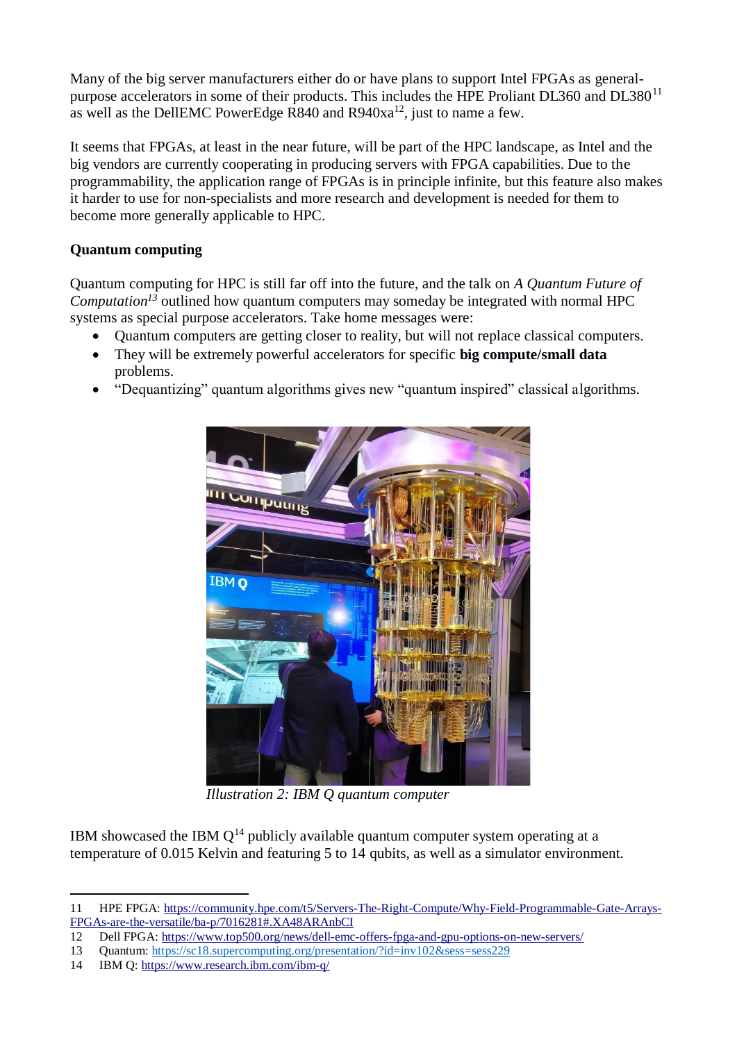Many of the big server manufacturers either do or have plans to support Intel FPGAs as general-purpose accelerators in some of their products. This includes the HPE Proliant DL360 and DL380[11] as well as the DellEMC PowerEdge R840 and R940xa[12], just to name a few.

It seems that FPGAs, at least in the near future, will be part of the HPC landscape, as Intel and the big vendors are currently cooperating in producing servers with FPGA capabilities. Due to the programmability, the application range of FPGAs is in principle infinite, but this feature also makes it harder to use for non-specialists and more research and development is needed for them to become more generally applicable to HPC.

**Quantum computing**

Quantum computing for HPC is still far off into the future, and the talk on *A Quantum Future of Computation*[13] outlined how quantum computers may someday be integrated with normal HPC systems as special purpose accelerators. Take home messages were:

- Quantum computers are getting closer to reality, but will not replace classical computers.
- They will be extremely powerful accelerators for specific **big compute/small data** problems.
- "Dequantizing" quantum algorithms gives new "quantum inspired" classical algorithms.

*Illustration 2: IBM Q quantum computer*

IBM showcased the IBM Q[14] publicly available quantum computer system operating at a temperature of 0.015 Kelvin and featuring 5 to 14 qubits, as well as a simulator environment.

---

11 HPE FPGA: https://community.hpe.com/t5/Servers-The-Right-Compute/Why-Field-Programmable-Gate-Arrays-FPGAs-are-the-versatile/ba-p/7016281#.XA48ARAnbCI

12 Dell FPGA: https://www.top500.org/news/dell-emc-offers-fpga-and-gpu-options-on-new-servers/

13 Quantum: https://sc18.supercomputing.org/presentation/?id=inv102&sess=sess229

14 IBM Q: https://www.research.ibm.com/ibm-q/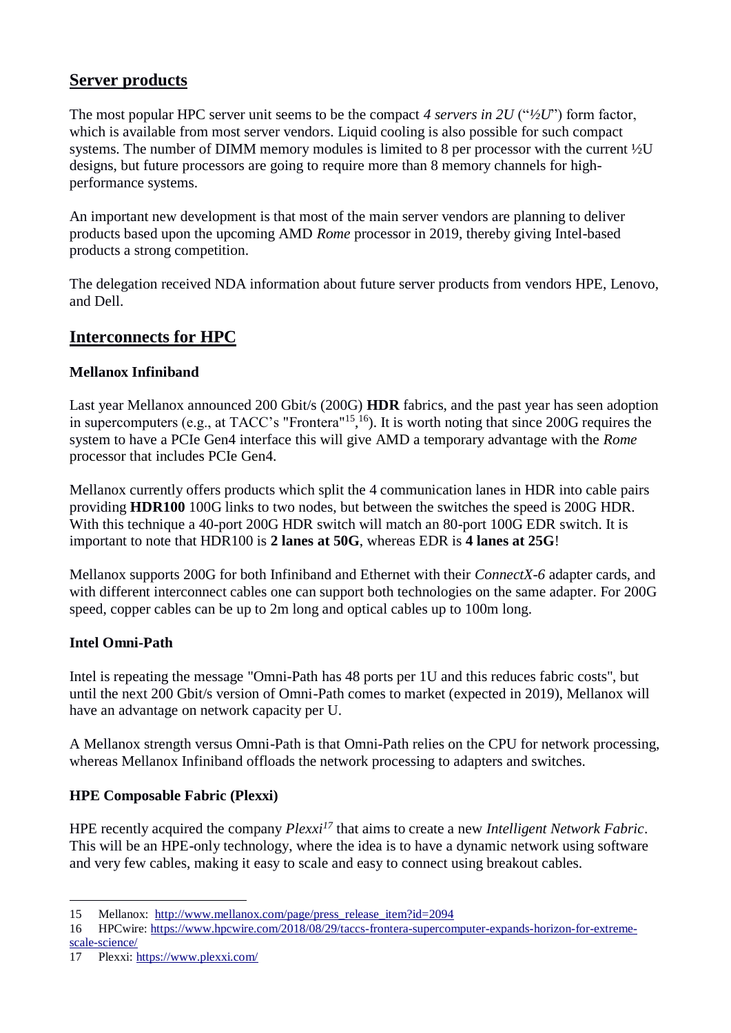## Server products

The most popular HPC server unit seems to be the compact *4 servers in 2U* ("*½U*") form factor, which is available from most server vendors. Liquid cooling is also possible for such compact systems. The number of DIMM memory modules is limited to 8 per processor with the current ½U designs, but future processors are going to require more than 8 memory channels for high-performance systems.

An important new development is that most of the main server vendors are planning to deliver products based upon the upcoming AMD *Rome* processor in 2019, thereby giving Intel-based products a strong competition.

The delegation received NDA information about future server products from vendors HPE, Lenovo, and Dell.

## Interconnects for HPC

### Mellanox Infiniband

Last year Mellanox announced 200 Gbit/s (200G) **HDR** fabrics, and the past year has seen adoption in supercomputers (e.g., at TACC's "Frontera"[15,16]). It is worth noting that since 200G requires the system to have a PCIe Gen4 interface this will give AMD a temporary advantage with the *Rome* processor that includes PCIe Gen4.

Mellanox currently offers products which split the 4 communication lanes in HDR into cable pairs providing **HDR100** 100G links to two nodes, but between the switches the speed is 200G HDR. With this technique a 40-port 200G HDR switch will match an 80-port 100G EDR switch. It is important to note that HDR100 is **2 lanes at 50G**, whereas EDR is **4 lanes at 25G**!

Mellanox supports 200G for both Infiniband and Ethernet with their *ConnectX-6* adapter cards, and with different interconnect cables one can support both technologies on the same adapter. For 200G speed, copper cables can be up to 2m long and optical cables up to 100m long.

### Intel Omni-Path

Intel is repeating the message "Omni-Path has 48 ports per 1U and this reduces fabric costs", but until the next 200 Gbit/s version of Omni-Path comes to market (expected in 2019), Mellanox will have an advantage on network capacity per U.

A Mellanox strength versus Omni-Path is that Omni-Path relies on the CPU for network processing, whereas Mellanox Infiniband offloads the network processing to adapters and switches.

### HPE Composable Fabric (Plexxi)

HPE recently acquired the company *Plexxi*[17] that aims to create a new *Intelligent Network Fabric*. This will be an HPE-only technology, where the idea is to have a dynamic network using software and very few cables, making it easy to scale and easy to connect using breakout cables.

---

15 Mellanox: http://www.mellanox.com/page/press_release_item?id=2094

16 HPCwire: https://www.hpcwire.com/2018/08/29/taccs-frontera-supercomputer-expands-horizon-for-extreme-scale-science/

17 Plexxi: https://www.plexxi.com/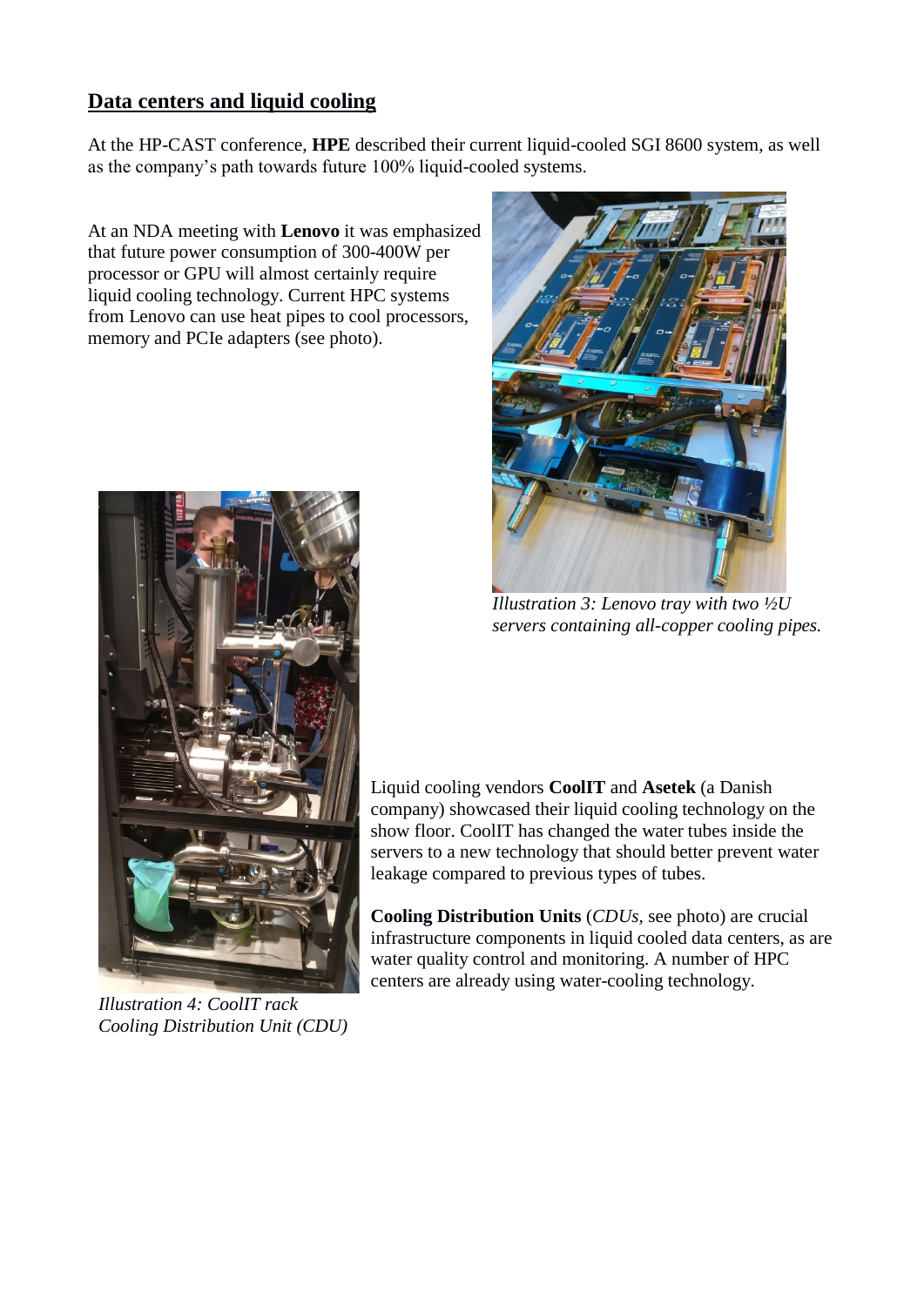## Data centers and liquid cooling

At the HP-CAST conference, **HPE** described their current liquid-cooled SGI 8600 system, as well as the company's path towards future 100% liquid-cooled systems.

At an NDA meeting with **Lenovo** it was emphasized that future power consumption of 300-400W per processor or GPU will almost certainly require liquid cooling technology. Current HPC systems from Lenovo can use heat pipes to cool processors, memory and PCIe adapters (see photo).

*Illustration 3: Lenovo tray with two ½U servers containing all-copper cooling pipes.*

Liquid cooling vendors **CoolIT** and **Asetek** (a Danish company) showcased their liquid cooling technology on the show floor. CoolIT has changed the water tubes inside the servers to a new technology that should better prevent water leakage compared to previous types of tubes.

**Cooling Distribution Units** (*CDUs*, see photo) are crucial infrastructure components in liquid cooled data centers, as are water quality control and monitoring. A number of HPC centers are already using water-cooling technology.

*Illustration 4: CoolIT rack Cooling Distribution Unit (CDU)*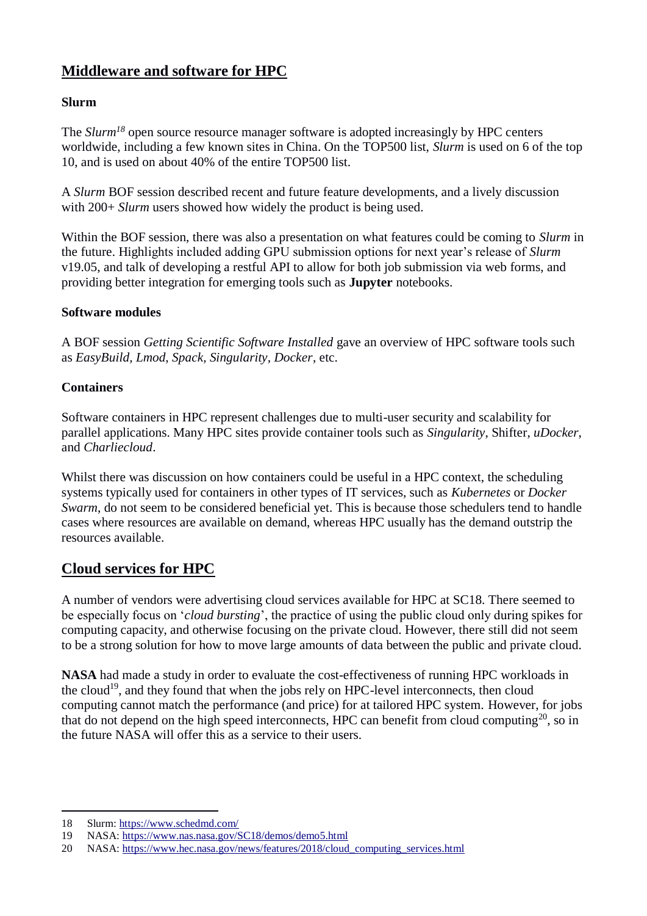## Middleware and software for HPC

### Slurm

The *Slurm*[18] open source resource manager software is adopted increasingly by HPC centers worldwide, including a few known sites in China. On the TOP500 list, *Slurm* is used on 6 of the top 10, and is used on about 40% of the entire TOP500 list.

A *Slurm* BOF session described recent and future feature developments, and a lively discussion with 200+ *Slurm* users showed how widely the product is being used.

Within the BOF session, there was also a presentation on what features could be coming to *Slurm* in the future. Highlights included adding GPU submission options for next year's release of *Slurm* v19.05, and talk of developing a restful API to allow for both job submission via web forms, and providing better integration for emerging tools such as **Jupyter** notebooks.

### Software modules

A BOF session *Getting Scientific Software Installed* gave an overview of HPC software tools such as *EasyBuild, Lmod, Spack, Singularity, Docker*, etc.

### Containers

Software containers in HPC represent challenges due to multi-user security and scalability for parallel applications. Many HPC sites provide container tools such as *Singularity*, Shifter, *uDocker*, and *Charliecloud*.

Whilst there was discussion on how containers could be useful in a HPC context, the scheduling systems typically used for containers in other types of IT services, such as *Kubernetes* or *Docker Swarm*, do not seem to be considered beneficial yet. This is because those schedulers tend to handle cases where resources are available on demand, whereas HPC usually has the demand outstrip the resources available.

## Cloud services for HPC

A number of vendors were advertising cloud services available for HPC at SC18. There seemed to be especially focus on '*cloud bursting*', the practice of using the public cloud only during spikes for computing capacity, and otherwise focusing on the private cloud. However, there still did not seem to be a strong solution for how to move large amounts of data between the public and private cloud.

**NASA** had made a study in order to evaluate the cost-effectiveness of running HPC workloads in the cloud[19], and they found that when the jobs rely on HPC-level interconnects, then cloud computing cannot match the performance (and price) for at tailored HPC system. However, for jobs that do not depend on the high speed interconnects, HPC can benefit from cloud computing[20], so in the future NASA will offer this as a service to their users.

---

18 Slurm: https://www.schedmd.com/

19 NASA: https://www.nas.nasa.gov/SC18/demos/demo5.html

20 NASA: https://www.hec.nasa.gov/news/features/2018/cloud_computing_services.html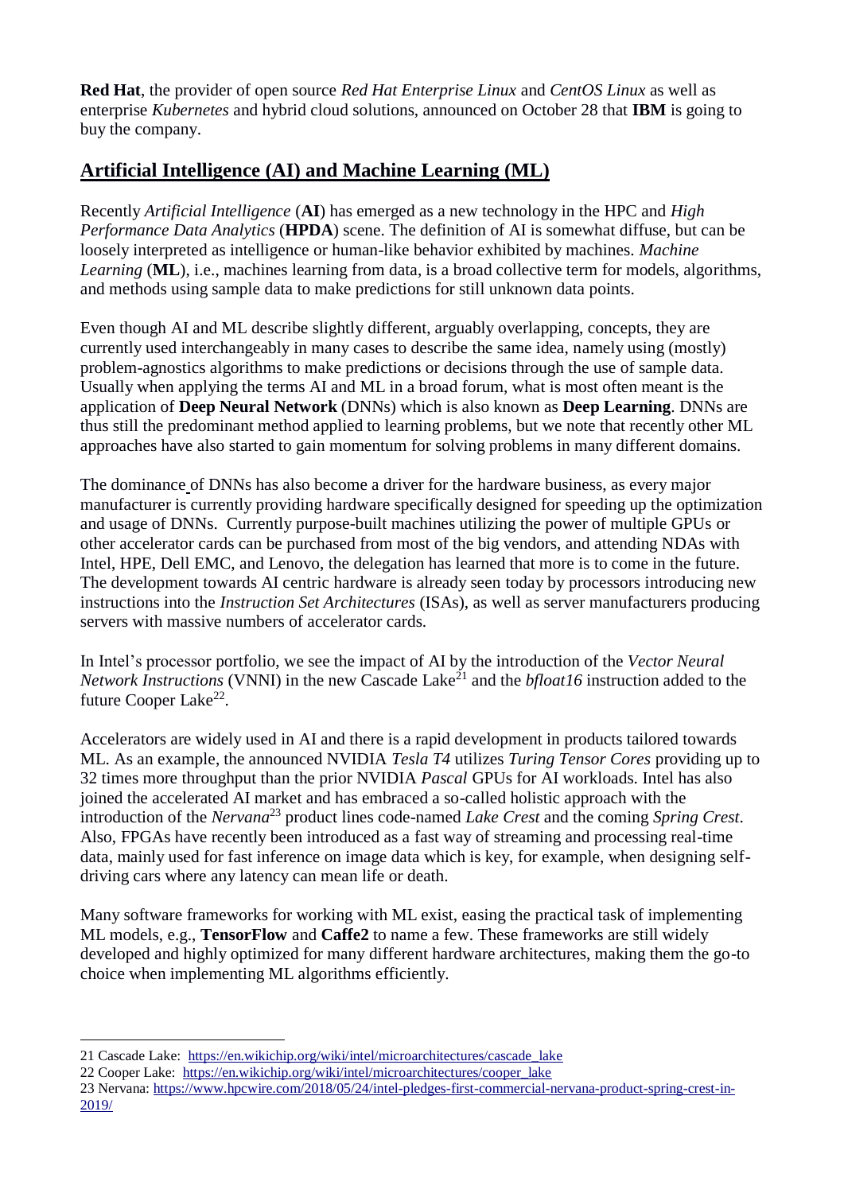**Red Hat**, the provider of open source *Red Hat Enterprise Linux* and *CentOS Linux* as well as enterprise *Kubernetes* and hybrid cloud solutions, announced on October 28 that **IBM** is going to buy the company.

## Artificial Intelligence (AI) and Machine Learning (ML)

Recently *Artificial Intelligence* (**AI**) has emerged as a new technology in the HPC and *High Performance Data Analytics* (**HPDA**) scene. The definition of AI is somewhat diffuse, but can be loosely interpreted as intelligence or human-like behavior exhibited by machines. *Machine Learning* (**ML**), i.e., machines learning from data, is a broad collective term for models, algorithms, and methods using sample data to make predictions for still unknown data points.

Even though AI and ML describe slightly different, arguably overlapping, concepts, they are currently used interchangeably in many cases to describe the same idea, namely using (mostly) problem-agnostics algorithms to make predictions or decisions through the use of sample data. Usually when applying the terms AI and ML in a broad forum, what is most often meant is the application of **Deep Neural Network** (DNNs) which is also known as **Deep Learning**. DNNs are thus still the predominant method applied to learning problems, but we note that recently other ML approaches have also started to gain momentum for solving problems in many different domains.

The dominance of DNNs has also become a driver for the hardware business, as every major manufacturer is currently providing hardware specifically designed for speeding up the optimization and usage of DNNs. Currently purpose-built machines utilizing the power of multiple GPUs or other accelerator cards can be purchased from most of the big vendors, and attending NDAs with Intel, HPE, Dell EMC, and Lenovo, the delegation has learned that more is to come in the future. The development towards AI centric hardware is already seen today by processors introducing new instructions into the *Instruction Set Architectures* (ISAs), as well as server manufacturers producing servers with massive numbers of accelerator cards.

In Intel's processor portfolio, we see the impact of AI by the introduction of the *Vector Neural Network Instructions* (VNNI) in the new Cascade Lake[21] and the *bfloat16* instruction added to the future Cooper Lake[22].

Accelerators are widely used in AI and there is a rapid development in products tailored towards ML. As an example, the announced NVIDIA *Tesla T4* utilizes *Turing Tensor Cores* providing up to 32 times more throughput than the prior NVIDIA *Pascal* GPUs for AI workloads. Intel has also joined the accelerated AI market and has embraced a so-called holistic approach with the introduction of the *Nervana*[23] product lines code-named *Lake Crest* and the coming *Spring Crest*. Also, FPGAs have recently been introduced as a fast way of streaming and processing real-time data, mainly used for fast inference on image data which is key, for example, when designing self-driving cars where any latency can mean life or death.

Many software frameworks for working with ML exist, easing the practical task of implementing ML models, e.g., **TensorFlow** and **Caffe2** to name a few. These frameworks are still widely developed and highly optimized for many different hardware architectures, making them the go-to choice when implementing ML algorithms efficiently.

---

21 Cascade Lake: https://en.wikichip.org/wiki/intel/microarchitectures/cascade_lake

22 Cooper Lake: https://en.wikichip.org/wiki/intel/microarchitectures/cooper_lake

23 Nervana: https://www.hpcwire.com/2018/05/24/intel-pledges-first-commercial-nervana-product-spring-crest-in-2019/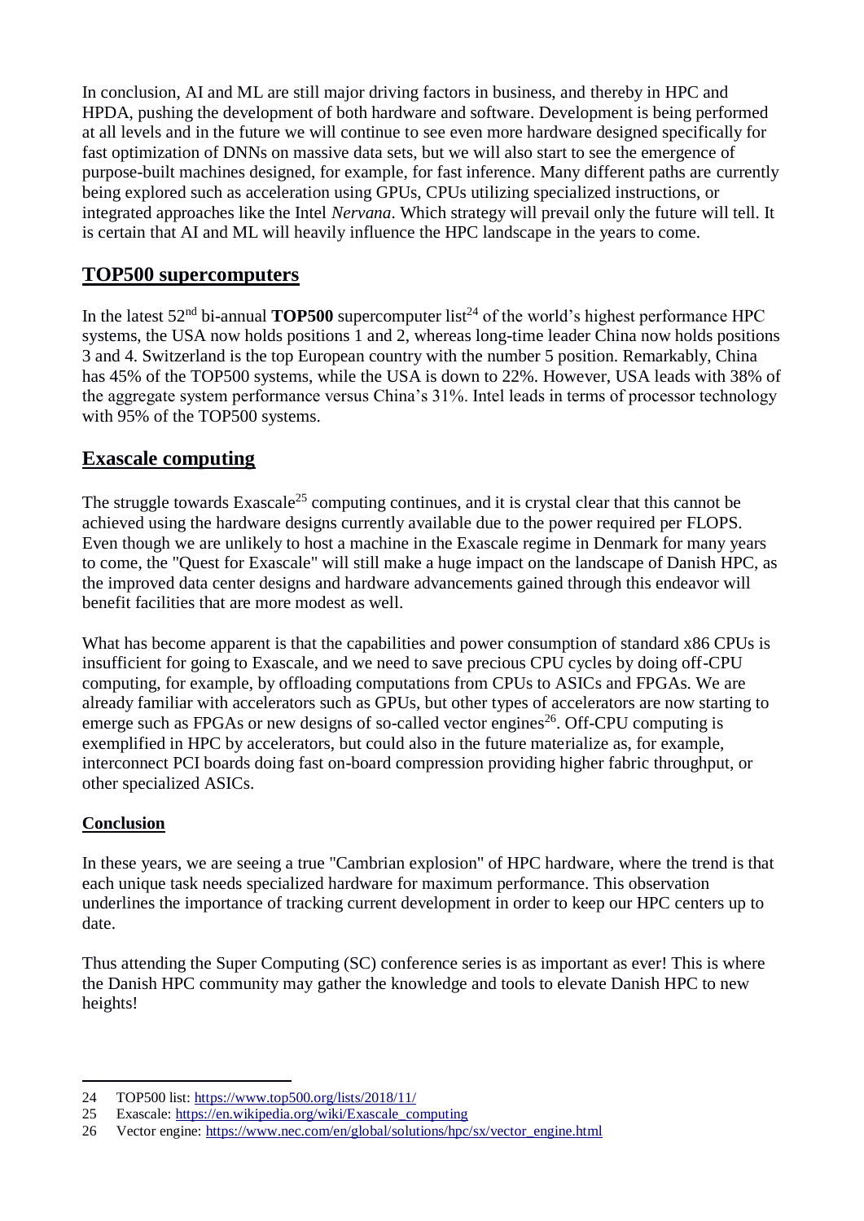In conclusion, AI and ML are still major driving factors in business, and thereby in HPC and HPDA, pushing the development of both hardware and software. Development is being performed at all levels and in the future we will continue to see even more hardware designed specifically for fast optimization of DNNs on massive data sets, but we will also start to see the emergence of purpose-built machines designed, for example, for fast inference. Many different paths are currently being explored such as acceleration using GPUs, CPUs utilizing specialized instructions, or integrated approaches like the Intel *Nervana*. Which strategy will prevail only the future will tell. It is certain that AI and ML will heavily influence the HPC landscape in the years to come.

## TOP500 supercomputers

In the latest 52nd bi-annual **TOP500** supercomputer list[24] of the world's highest performance HPC systems, the USA now holds positions 1 and 2, whereas long-time leader China now holds positions 3 and 4. Switzerland is the top European country with the number 5 position. Remarkably, China has 45% of the TOP500 systems, while the USA is down to 22%. However, USA leads with 38% of the aggregate system performance versus China's 31%. Intel leads in terms of processor technology with 95% of the TOP500 systems.

## Exascale computing

The struggle towards Exascale[25] computing continues, and it is crystal clear that this cannot be achieved using the hardware designs currently available due to the power required per FLOPS. Even though we are unlikely to host a machine in the Exascale regime in Denmark for many years to come, the "Quest for Exascale" will still make a huge impact on the landscape of Danish HPC, as the improved data center designs and hardware advancements gained through this endeavor will benefit facilities that are more modest as well.

What has become apparent is that the capabilities and power consumption of standard x86 CPUs is insufficient for going to Exascale, and we need to save precious CPU cycles by doing off-CPU computing, for example, by offloading computations from CPUs to ASICs and FPGAs. We are already familiar with accelerators such as GPUs, but other types of accelerators are now starting to emerge such as FPGAs or new designs of so-called vector engines[26]. Off-CPU computing is exemplified in HPC by accelerators, but could also in the future materialize as, for example, interconnect PCI boards doing fast on-board compression providing higher fabric throughput, or other specialized ASICs.

### Conclusion

In these years, we are seeing a true "Cambrian explosion" of HPC hardware, where the trend is that each unique task needs specialized hardware for maximum performance. This observation underlines the importance of tracking current development in order to keep our HPC centers up to date.

Thus attending the Super Computing (SC) conference series is as important as ever! This is where the Danish HPC community may gather the knowledge and tools to elevate Danish HPC to new heights!

---

24 TOP500 list: https://www.top500.org/lists/2018/11/

25 Exascale: https://en.wikipedia.org/wiki/Exascale_computing

26 Vector engine: https://www.nec.com/en/global/solutions/hpc/sx/vector_engine.html